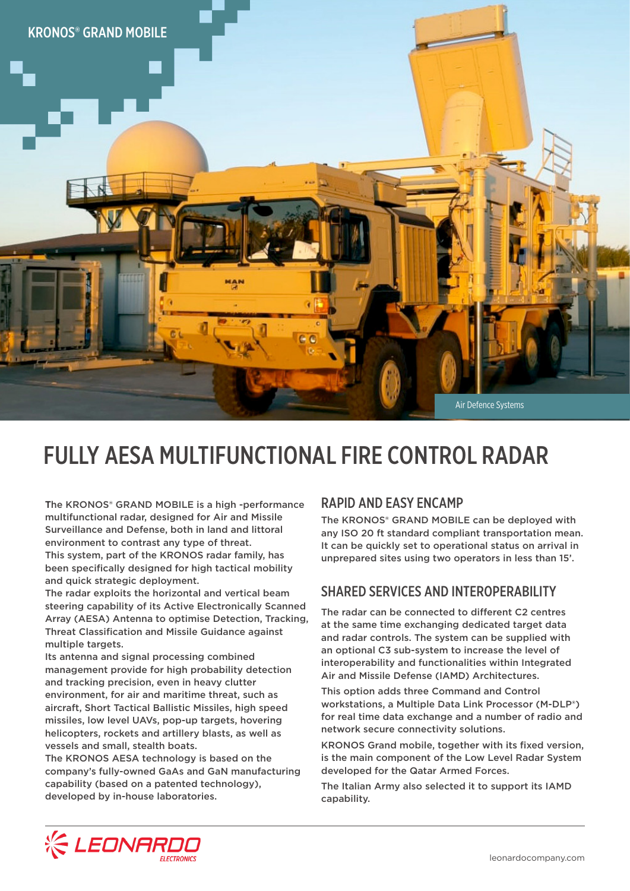KRONOS® GRAND MOBILE

Air Defence Systems

# FULLY AESA MULTIFUNCTIONAL FIRE CONTROL RADAR

The KRONOS® GRAND MOBILE is a high -performance multifunctional radar, designed for Air and Missile Surveillance and Defense, both in land and littoral environment to contrast any type of threat.
This system, part of the KRONOS radar family, has been specifically designed for high tactical mobility and quick strategic deployment.
The radar exploits the horizontal and vertical beam steering capability of its Active Electronically Scanned Array (AESA) Antenna to optimise Detection, Tracking, Threat Classification and Missile Guidance against multiple targets.
Its antenna and signal processing combined management provide for high probability detection and tracking precision, even in heavy clutter environment, for air and maritime threat, such as aircraft, Short Tactical Ballistic Missiles, high speed missiles, low level UAVs, pop-up targets, hovering helicopters, rockets and artillery blasts, as well as vessels and small, stealth boats.
The KRONOS AESA technology is based on the company's fully-owned GaAs and GaN manufacturing capability (based on a patented technology), developed by in-house laboratories.

## RAPID AND EASY ENCAMP

The KRONOS® GRAND MOBILE can be deployed with any ISO 20 ft standard compliant transportation mean. It can be quickly set to operational status on arrival in unprepared sites using two operators in less than 15'.

## SHARED SERVICES AND INTEROPERABILITY

The radar can be connected to different C2 centres at the same time exchanging dedicated target data and radar controls. The system can be supplied with an optional C3 sub-system to increase the level of interoperability and functionalities within Integrated Air and Missile Defense (IAMD) Architectures.

This option adds three Command and Control workstations, a Multiple Data Link Processor (M-DLP®) for real time data exchange and a number of radio and network secure connectivity solutions.

KRONOS Grand mobile, together with its fixed version, is the main component of the Low Level Radar System developed for the Qatar Armed Forces.

The Italian Army also selected it to support its IAMD capability.

LEONARDO ELECTRONICS

leonardocompany.com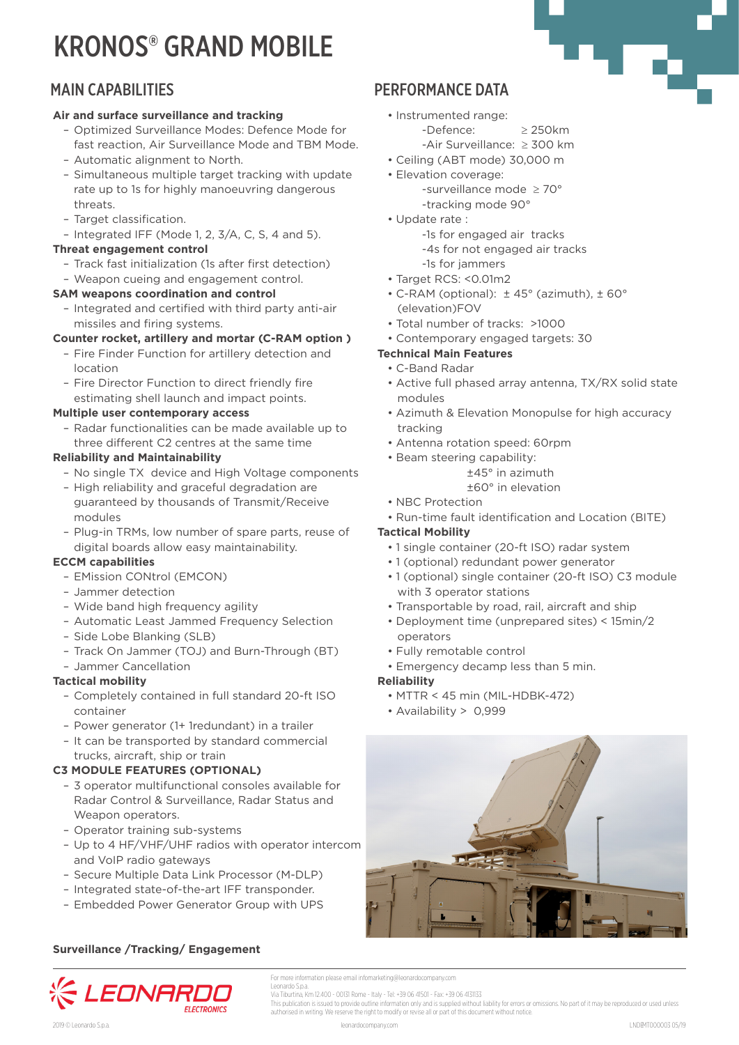# KRONOS® GRAND MOBILE

## MAIN CAPABILITIES

**Air and surface surveillance and tracking**

- Optimized Surveillance Modes: Defence Mode for fast reaction, Air Surveillance Mode and TBM Mode.
- Automatic alignment to North.
- Simultaneous multiple target tracking with update rate up to 1s for highly manoeuvring dangerous threats.
- Target classification.
- Integrated IFF (Mode 1, 2, 3/A, C, S, 4 and 5).

**Threat engagement control**

- Track fast initialization (1s after first detection)
- Weapon cueing and engagement control.

**SAM weapons coordination and control**

- Integrated and certified with third party anti-air missiles and firing systems.

**Counter rocket, artillery and mortar (C-RAM option )**

- Fire Finder Function for artillery detection and location
- Fire Director Function to direct friendly fire estimating shell launch and impact points.

**Multiple user contemporary access**

- Radar functionalities can be made available up to three different C2 centres at the same time

**Reliability and Maintainability**

- No single TX device and High Voltage components
- High reliability and graceful degradation are guaranteed by thousands of Transmit/Receive modules
- Plug-in TRMs, low number of spare parts, reuse of digital boards allow easy maintainability.

**ECCM capabilities**

- EMission CONtrol (EMCON)
- Jammer detection
- Wide band high frequency agility
- Automatic Least Jammed Frequency Selection
- Side Lobe Blanking (SLB)
- Track On Jammer (TOJ) and Burn-Through (BT)
- Jammer Cancellation

**Tactical mobility**

- Completely contained in full standard 20-ft ISO container
- Power generator (1+ 1redundant) in a trailer
- It can be transported by standard commercial trucks, aircraft, ship or train

**C3 MODULE FEATURES (OPTIONAL)**

- 3 operator multifunctional consoles available for Radar Control & Surveillance, Radar Status and Weapon operators.
- Operator training sub-systems
- Up to 4 HF/VHF/UHF radios with operator intercom and VoIP radio gateways
- Secure Multiple Data Link Processor (M-DLP)
- Integrated state-of-the-art IFF transponder.
- Embedded Power Generator Group with UPS

## PERFORMANCE DATA

- Instrumented range:
  - -Defence: ≥ 250km
  - -Air Surveillance: ≥ 300 km
- Ceiling (ABT mode) 30,000 m
- Elevation coverage:
  - -surveillance mode ≥ 70°
  - -tracking mode 90°
- Update rate :
  - -1s for engaged air tracks
  - -4s for not engaged air tracks
  - -1s for jammers
- Target RCS: <0.01m2
- C-RAM (optional): ± 45° (azimuth), ± 60° (elevation)FOV
- Total number of tracks: >1000
- Contemporary engaged targets: 30

**Technical Main Features**

- C-Band Radar
- Active full phased array antenna, TX/RX solid state modules
- Azimuth & Elevation Monopulse for high accuracy tracking
- Antenna rotation speed: 60rpm
- Beam steering capability:
  - ±45° in azimuth
  - ±60° in elevation
- NBC Protection
- Run-time fault identification and Location (BITE)

**Tactical Mobility**

- 1 single container (20-ft ISO) radar system
- 1 (optional) redundant power generator
- 1 (optional) single container (20-ft ISO) C3 module with 3 operator stations
- Transportable by road, rail, aircraft and ship
- Deployment time (unprepared sites) < 15min/2 operators
- Fully remotable control
- Emergency decamp less than 5 min.

**Reliability**

- MTTR < 45 min (MIL-HDBK-472)
- Availability > 0,999

**Surveillance /Tracking/ Engagement**

LEONARDO ELECTRONICS

For more information please email infomarketing@leonardocompany.com
Leonardo S.p.a.
Via Tiburtina, Km 12.400 - 00131 Rome - Italy - Tel: +39 06 41501 - Fax: +39 06 4131133
This publication is issued to provide outline information only and is supplied without liability for errors or omissions. No part of it may be reproduced or used unless authorised in writing. We reserve the right to modify or revise all or part of this document without notice.

2019 © Leonardo S.p.a. leonardocompany.com LNDEMT000003 05/19